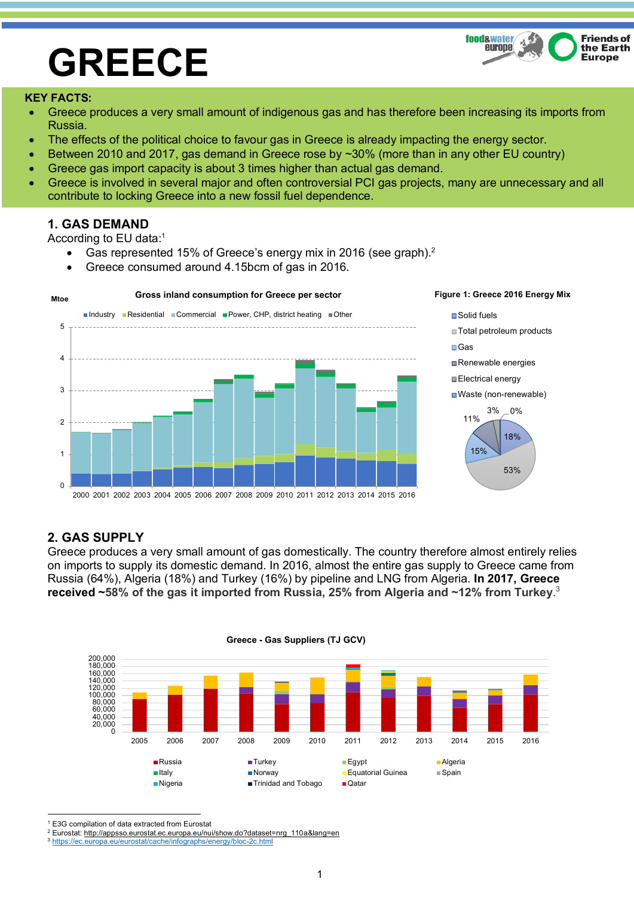# GREECE

**KEY FACTS:**

- Greece produces a very small amount of indigenous gas and has therefore been increasing its imports from Russia.
- The effects of the political choice to favour gas in Greece is already impacting the energy sector.
- Between 2010 and 2017, gas demand in Greece rose by ~30% (more than in any other EU country)
- Greece gas import capacity is about 3 times higher than actual gas demand.
- Greece is involved in several major and often controversial PCI gas projects, many are unnecessary and all contribute to locking Greece into a new fossil fuel dependence.

## 1. GAS DEMAND

According to EU data:[1]

- Gas represented 15% of Greece's energy mix in 2016 (see graph).[2]
- Greece consumed around 4.15bcm of gas in 2016.

Gross inland consumption for Greece per sector

Figure 1: Greece 2016 Energy Mix

## 2. GAS SUPPLY

Greece produces a very small amount of gas domestically. The country therefore almost entirely relies on imports to supply its domestic demand. In 2016, almost the entire gas supply to Greece came from Russia (64%), Algeria (18%) and Turkey (16%) by pipeline and LNG from Algeria. **In 2017, Greece received ~58% of the gas it imported from Russia, 25% from Algeria and ~12% from Turkey**.[3]

Greece - Gas Suppliers (TJ GCV)

[1] E3G compilation of data extracted from Eurostat
[2] Eurostat: http://appsso.eurostat.ec.europa.eu/nui/show.do?dataset=nrg_110a&lang=en
[3] https://ec.europa.eu/eurostat/cache/infographs/energy/bloc-2c.html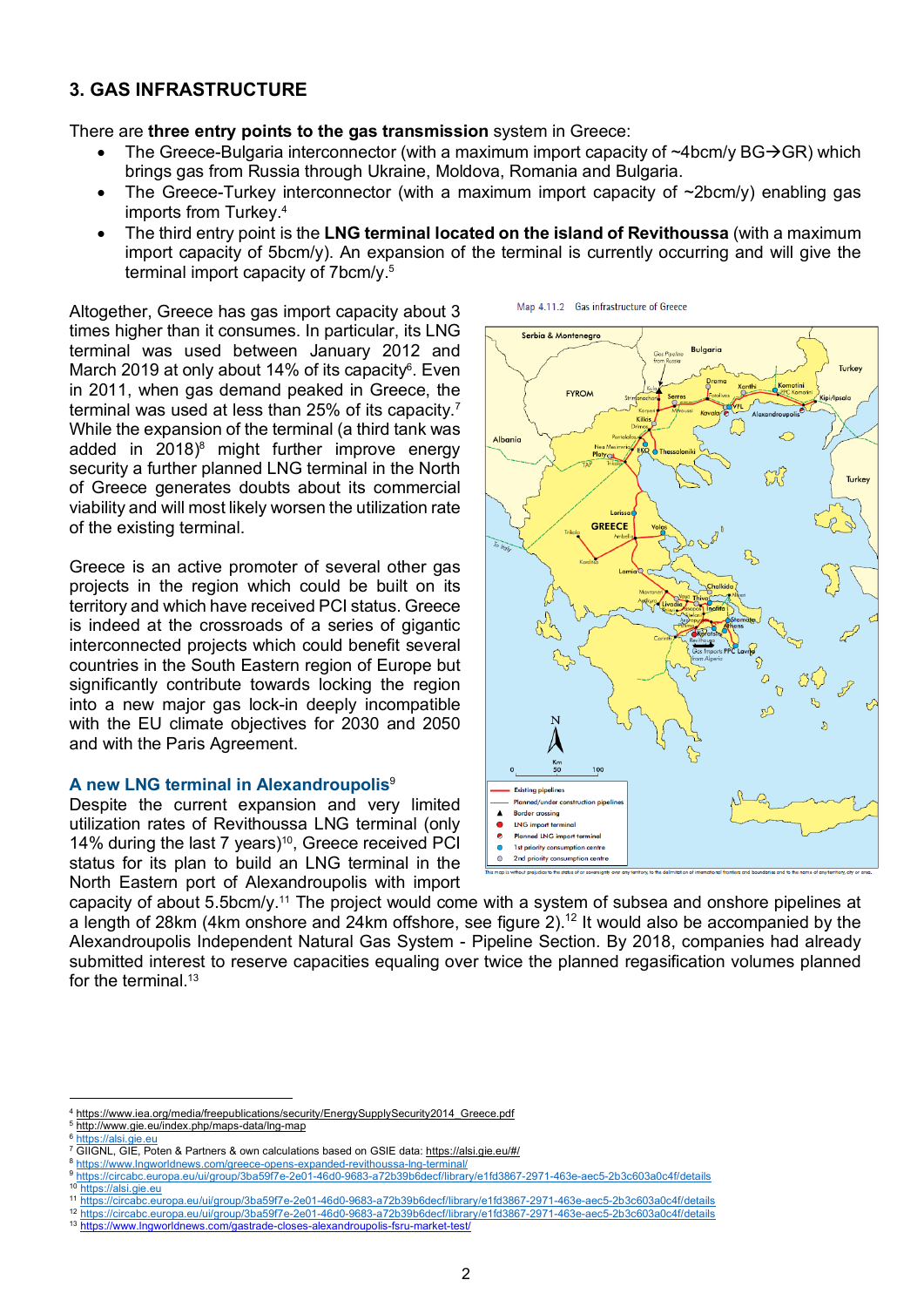## 3. GAS INFRASTRUCTURE

There are **three entry points to the gas transmission** system in Greece:

- The Greece-Bulgaria interconnector (with a maximum import capacity of ~4bcm/y BG→GR) which brings gas from Russia through Ukraine, Moldova, Romania and Bulgaria.
- The Greece-Turkey interconnector (with a maximum import capacity of ~2bcm/y) enabling gas imports from Turkey.[4]
- The third entry point is the **LNG terminal located on the island of Revithoussa** (with a maximum import capacity of 5bcm/y). An expansion of the terminal is currently occurring and will give the terminal import capacity of 7bcm/y.[5]

Altogether, Greece has gas import capacity about 3 times higher than it consumes. In particular, its LNG terminal was used between January 2012 and March 2019 at only about 14% of its capacity[6]. Even in 2011, when gas demand peaked in Greece, the terminal was used at less than 25% of its capacity.[7] While the expansion of the terminal (a third tank was added in 2018)[8] might further improve energy security a further planned LNG terminal in the North of Greece generates doubts about its commercial viability and will most likely worsen the utilization rate of the existing terminal.

Map 4.11.2 Gas infrastructure of Greece

Greece is an active promoter of several other gas projects in the region which could be built on its territory and which have received PCI status. Greece is indeed at the crossroads of a series of gigantic interconnected projects which could benefit several countries in the South Eastern region of Europe but significantly contribute towards locking the region into a new major gas lock-in deeply incompatible with the EU climate objectives for 2030 and 2050 and with the Paris Agreement.

### A new LNG terminal in Alexandroupolis[9]

Despite the current expansion and very limited utilization rates of Revithoussa LNG terminal (only 14% during the last 7 years)[10], Greece received PCI status for its plan to build an LNG terminal in the North Eastern port of Alexandroupolis with import capacity of about 5.5bcm/y.[11] The project would come with a system of subsea and onshore pipelines at a length of 28km (4km onshore and 24km offshore, see figure 2).[12] It would also be accompanied by the Alexandroupolis Independent Natural Gas System - Pipeline Section. By 2018, companies had already submitted interest to reserve capacities equaling over twice the planned regasification volumes planned for the terminal.[13]

---

[4] https://www.iea.org/media/freepublications/security/EnergySupplySecurity2014_Greece.pdf
[5] http://www.gie.eu/index.php/maps-data/lng-map
[6] https://alsi.gie.eu
[7] GIIGNL, GIE, Poten & Partners & own calculations based on GSIE data: https://alsi.gie.eu/#/
[8] https://www.lngworldnews.com/greece-opens-expanded-revithoussa-lng-terminal/
[9] https://circabc.europa.eu/ui/group/3ba59f7e-2e01-46d0-9683-a72b39b6decf/library/e1fd3867-2971-463e-aec5-2b3c603a0c4f/details
[10] https://alsi.gie.eu
[11] https://circabc.europa.eu/ui/group/3ba59f7e-2e01-46d0-9683-a72b39b6decf/library/e1fd3867-2971-463e-aec5-2b3c603a0c4f/details
[12] https://circabc.europa.eu/ui/group/3ba59f7e-2e01-46d0-9683-a72b39b6decf/library/e1fd3867-2971-463e-aec5-2b3c603a0c4f/details
[13] https://www.lngworldnews.com/gastrade-closes-alexandroupolis-fsru-market-test/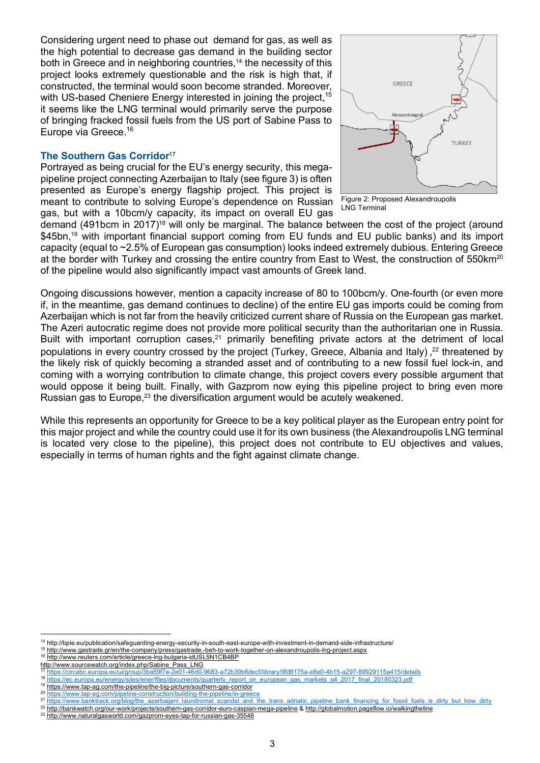Considering urgent need to phase out demand for gas, as well as the high potential to decrease gas demand in the building sector both in Greece and in neighboring countries,[14] the necessity of this project looks extremely questionable and the risk is high that, if constructed, the terminal would soon become stranded. Moreover, with US-based Cheniere Energy interested in joining the project,[15] it seems like the LNG terminal would primarily serve the purpose of bringing fracked fossil fuels from the US port of Sabine Pass to Europe via Greece.[16]

Figure 2: Proposed Alexandroupolis LNG Terminal

### The Southern Gas Corridor[17]

Portrayed as being crucial for the EU's energy security, this mega-pipeline project connecting Azerbaijan to Italy (see figure 3) is often presented as Europe's energy flagship project. This project is meant to contribute to solving Europe's dependence on Russian gas, but with a 10bcm/y capacity, its impact on overall EU gas demand (491bcm in 2017)[18] will only be marginal. The balance between the cost of the project (around \$45bn,[19] with important financial support coming from EU funds and EU public banks) and its import capacity (equal to ~2.5% of European gas consumption) looks indeed extremely dubious. Entering Greece at the border with Turkey and crossing the entire country from East to West, the construction of 550km[20] of the pipeline would also significantly impact vast amounts of Greek land.

Ongoing discussions however, mention a capacity increase of 80 to 100bcm/y. One-fourth (or even more if, in the meantime, gas demand continues to decline) of the entire EU gas imports could be coming from Azerbaijan which is not far from the heavily criticized current share of Russia on the European gas market. The Azeri autocratic regime does not provide more political security than the authoritarian one in Russia. Built with important corruption cases,[21] primarily benefiting private actors at the detriment of local populations in every country crossed by the project (Turkey, Greece, Albania and Italy) ,[22] threatened by the likely risk of quickly becoming a stranded asset and of contributing to a new fossil fuel lock-in, and coming with a worrying contribution to climate change, this project covers every possible argument that would oppose it being built. Finally, with Gazprom now eying this pipeline project to bring even more Russian gas to Europe,[23] the diversification argument would be acutely weakened.

While this represents an opportunity for Greece to be a key political player as the European entry point for this major project and while the country could use it for its own business (the Alexandroupolis LNG terminal is located very close to the pipeline), this project does not contribute to EU objectives and values, especially in terms of human rights and the fight against climate change.

---

[14] http://bpie.eu/publication/safeguarding-energy-security-in-south-east-europe-with-investment-in-demand-side-infrastructure/
[15] http://www.gastrade.gr/en/the-company/press/gastrade,-beh-to-work-together-on-alexandroupolis-lng-project.aspx
[16] http://www.reuters.com/article/greece-lng-bulgaria-idUSL5N1CB4BP
http://www.sourcewatch.org/index.php/Sabine_Pass_LNG
[17] https://circabc.europa.eu/ui/group/3ba59f7e-2e01-46d0-9683-a72b39b6decf/library/9fd8175a-e8e0-4b15-a297-89929115a415/details
[18] https://ec.europa.eu/energy/sites/ener/files/documents/quarterly_report_on_european_gas_markets_q4_2017_final_20180323.pdf
[19] https://www.tap-ag.com/the-pipeline/the-big-picture/southern-gas-corridor
[20] https://www.tap-ag.com/pipeline-construction/building-the-pipeline/in-greece
[21] https://www.banktrack.org/blog/the_azerbaijani_laundromat_scandal_and_the_trans_adriatic_pipeline_bank_financing_for_fossil_fuels_is_dirty_but_how_dirty
[22] http://bankwatch.org/our-work/projects/southern-gas-corridor-euro-caspian-mega-pipeline & http://globalmotion.pageflow.io/walkingtheline
[23] http://www.naturalgasworld.com/gazprom-eyes-tap-for-russian-gas-35548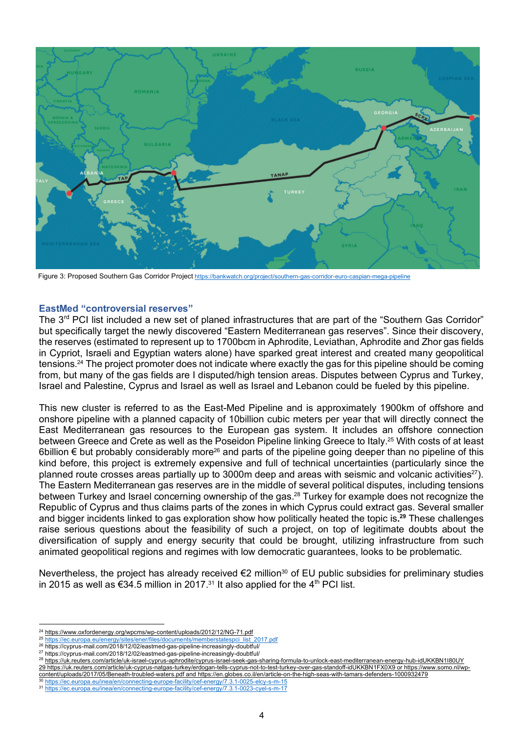Figure 3: Proposed Southern Gas Corridor Project https://bankwatch.org/project/southern-gas-corridor-euro-caspian-mega-pipeline

## EastMed "controversial reserves"

The 3rd PCI list included a new set of planed infrastructures that are part of the "Southern Gas Corridor" but specifically target the newly discovered "Eastern Mediterranean gas reserves". Since their discovery, the reserves (estimated to represent up to 1700bcm in Aphrodite, Leviathan, Aphrodite and Zhor gas fields in Cypriot, Israeli and Egyptian waters alone) have sparked great interest and created many geopolitical tensions.[24] The project promoter does not indicate where exactly the gas for this pipeline should be coming from, but many of the gas fields are I disputed/high tension areas. Disputes between Cyprus and Turkey, Israel and Palestine, Cyprus and Israel as well as Israel and Lebanon could be fueled by this pipeline.

This new cluster is referred to as the East-Med Pipeline and is approximately 1900km of offshore and onshore pipeline with a planned capacity of 10billion cubic meters per year that will directly connect the East Mediterranean gas resources to the European gas system. It includes an offshore connection between Greece and Crete as well as the Poseidon Pipeline linking Greece to Italy.[25] With costs of at least 6billion € but probably considerably more[26] and parts of the pipeline going deeper than no pipeline of this kind before, this project is extremely expensive and full of technical uncertainties (particularly since the planned route crosses areas partially up to 3000m deep and areas with seismic and volcanic activities[27]). The Eastern Mediterranean gas reserves are in the middle of several political disputes, including tensions between Turkey and Israel concerning ownership of the gas.[28] Turkey for example does not recognize the Republic of Cyprus and thus claims parts of the zones in which Cyprus could extract gas. Several smaller and bigger incidents linked to gas exploration show how politically heated the topic is.[29] These challenges raise serious questions about the feasibility of such a project, on top of legitimate doubts about the diversification of supply and energy security that could be brought, utilizing infrastructure from such animated geopolitical regions and regimes with low democratic guarantees, looks to be problematic.

Nevertheless, the project has already received €2 million[30] of EU public subsidies for preliminary studies in 2015 as well as €34.5 million in 2017.[31] It also applied for the 4th PCI list.

---

[24] https://www.oxfordenergy.org/wpcms/wp-content/uploads/2012/12/NG-71.pdf
[25] https://ec.europa.eu/energy/sites/ener/files/documents/memberstatespci_list_2017.pdf
[26] https://cyprus-mail.com/2018/12/02/eastmed-gas-pipeline-increasingly-doubtful/
[27] https://cyprus-mail.com/2018/12/02/eastmed-gas-pipeline-increasingly-doubtful/
[28] https://uk.reuters.com/article/uk-israel-cyprus-aphrodite/cyprus-israel-seek-gas-sharing-formula-to-unlock-east-mediterranean-energy-hub-idUKKBN1I80UY
[29] https://uk.reuters.com/article/uk-cyprus-natgas-turkey/erdogan-tells-cyprus-not-to-test-turkey-over-gas-standoff-idUKKBN1FX0X9 or https://www.somo.nl/wp-content/uploads/2017/05/Beneath-troubled-waters.pdf and https://en.globes.co.il/en/article-on-the-high-seas-with-tamars-defenders-1000932479
[30] https://ec.europa.eu/inea/en/connecting-europe-facility/cef-energy/7.3.1-0025-elcy-s-m-15
[31] https://ec.europa.eu/inea/en/connecting-europe-facility/cef-energy/7.3.1-0023-cyel-s-m-17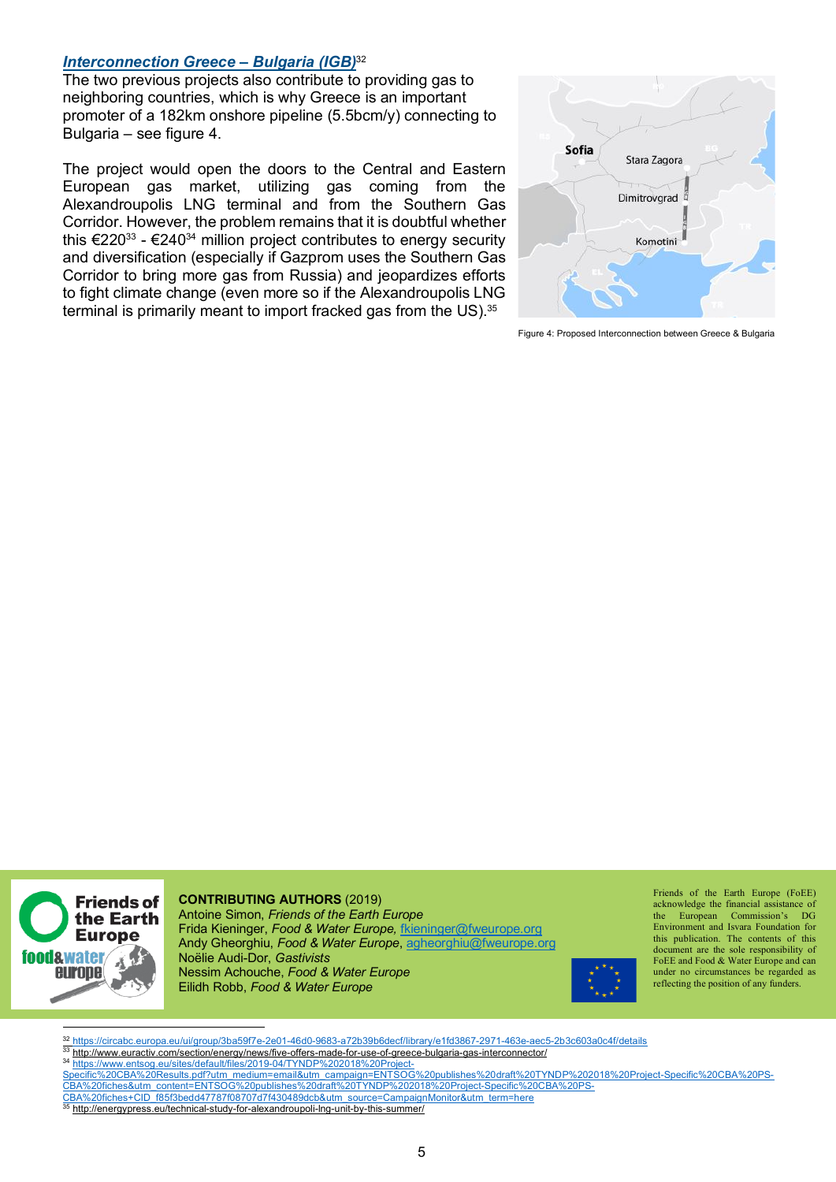### *Interconnection Greece – Bulgaria (IGB)*[32]

The two previous projects also contribute to providing gas to neighboring countries, which is why Greece is an important promoter of a 182km onshore pipeline (5.5bcm/y) connecting to Bulgaria – see figure 4.

The project would open the doors to the Central and Eastern European gas market, utilizing gas coming from the Alexandroupolis LNG terminal and from the Southern Gas Corridor. However, the problem remains that it is doubtful whether this €220[33] - €240[34] million project contributes to energy security and diversification (especially if Gazprom uses the Southern Gas Corridor to bring more gas from Russia) and jeopardizes efforts to fight climate change (even more so if the Alexandroupolis LNG terminal is primarily meant to import fracked gas from the US).[35]

Sofia
Stara Zagora
Dimitrovgrad
Komotini

Figure 4: Proposed Interconnection between Greece & Bulgaria

Friends of the Earth Europe

food&water europe

**CONTRIBUTING AUTHORS** (2019)
Antoine Simon, *Friends of the Earth Europe*
Frida Kieninger, *Food & Water Europe*, fkieninger@fweurope.org
Andy Gheorghiu, *Food & Water Europe*, agheorghiu@fweurope.org
Noëlie Audi-Dor, *Gastivists*
Nessim Achouche, *Food & Water Europe*
Eilidh Robb, *Food & Water Europe*

Friends of the Earth Europe (FoEE) acknowledge the financial assistance of the European Commission's DG Environment and Isvara Foundation for this publication. The contents of this document are the sole responsibility of FoEE and Food & Water Europe and can under no circumstances be regarded as reflecting the position of any funders.

---

[32] https://circabc.europa.eu/ui/group/3ba59f7e-2e01-46d0-9683-a72b39b6decf/library/e1fd3867-2971-463e-aec5-2b3c603a0c4f/details
[33] http://www.euractiv.com/section/energy/news/five-offers-made-for-use-of-greece-bulgaria-gas-interconnector/
[34] https://www.entsog.eu/sites/default/files/2019-04/TYNDP%202018%20Project-Specific%20CBA%20Results.pdf?utm_medium=email&utm_campaign=ENTSOG%20publishes%20draft%20TYNDP%202018%20Project-Specific%20CBA%20PS-CBA%20fiches&utm_content=ENTSOG%20publishes%20draft%20TYNDP%202018%20Project-Specific%20CBA%20PS-CBA%20fiches+CID_f85f3bedd47787f08707d7f430489dcb&utm_source=CampaignMonitor&utm_term=here
[35] http://energypress.eu/technical-study-for-alexandroupoli-lng-unit-by-this-summer/